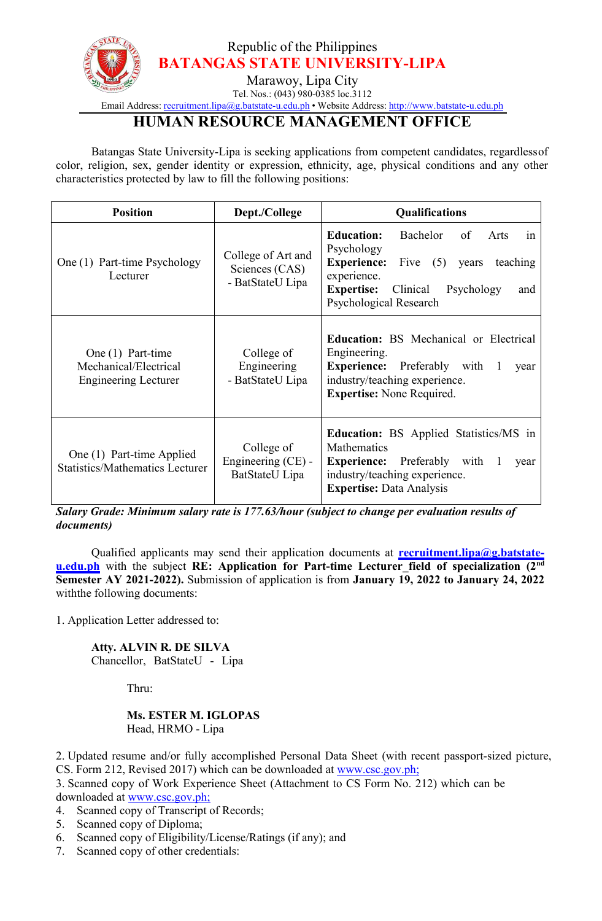Republic of the Philippines

**BATANGAS STATE UNIVERSITY-LIPA**

Marawoy, Lipa City

Tel. Nos.: (043) 980-0385 loc.3112

Email Address: recruitment.lipa@g.batstate-u.edu.ph • Website Address: http://www.batstate-u.edu.ph

# HUMAN RESOURCE MANAGEMENT OFFICE

Batangas State University-Lipa is seeking applications from competent candidates, regardlessof color, religion, sex, gender identity or expression, ethnicity, age, physical conditions and any other characteristics protected by law to fill the following positions:

| Position | Dept./College | Qualifications |
|---|---|---|
| One (1) Part-time Psychology Lecturer | College of Art and Sciences (CAS) - BatStateU Lipa | **Education:** Bachelor of Arts in Psychology<br>**Experience:** Five (5) years teaching experience.<br>**Expertise:** Clinical Psychology and Psychological Research |
| One (1) Part-time Mechanical/Electrical Engineering Lecturer | College of Engineering - BatStateU Lipa | **Education:** BS Mechanical or Electrical Engineering.<br>**Experience:** Preferably with 1 year industry/teaching experience.<br>**Expertise:** None Required. |
| One (1) Part-time Applied Statistics/Mathematics Lecturer | College of Engineering (CE) - BatStateU Lipa | **Education:** BS Applied Statistics/MS in Mathematics<br>**Experience:** Preferably with 1 year industry/teaching experience.<br>**Expertise:** Data Analysis |

***Salary Grade: Minimum salary rate is 177.63/hour (subject to change per evaluation results of documents)***

Qualified applicants may send their application documents at **recruitment.lipa@g.batstate-u.edu.ph** with the subject **RE: Application for Part-time Lecturer_field of specialization (2nd Semester AY 2021-2022).** Submission of application is from **January 19, 2022 to January 24, 2022** withthe following documents:

1. Application Letter addressed to:

**Atty. ALVIN R. DE SILVA**
Chancellor, BatStateU - Lipa

Thru:

**Ms. ESTER M. IGLOPAS**
Head, HRMO - Lipa

2. Updated resume and/or fully accomplished Personal Data Sheet (with recent passport-sized picture, CS. Form 212, Revised 2017) which can be downloaded at www.csc.gov.ph;
3. Scanned copy of Work Experience Sheet (Attachment to CS Form No. 212) which can be downloaded at www.csc.gov.ph;
4. Scanned copy of Transcript of Records;
5. Scanned copy of Diploma;
6. Scanned copy of Eligibility/License/Ratings (if any); and
7. Scanned copy of other credentials: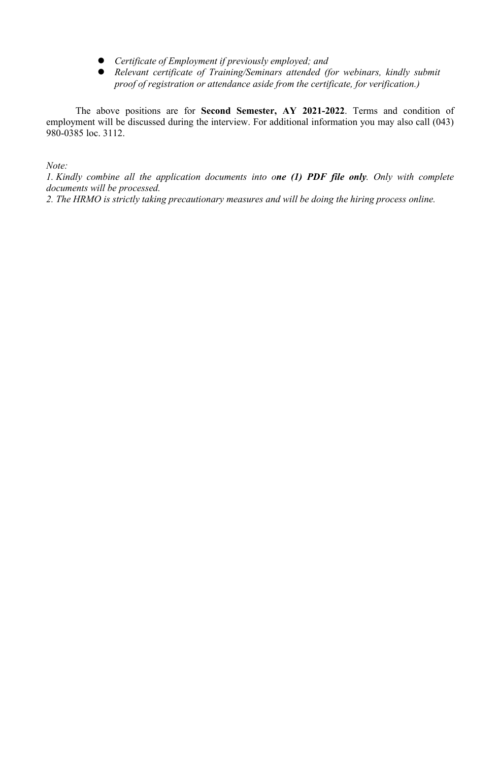- *Certificate of Employment if previously employed; and*
- *Relevant certificate of Training/Seminars attended (for webinars, kindly submit proof of registration or attendance aside from the certificate, for verification.)*

The above positions are for **Second Semester, AY 2021-2022**. Terms and condition of employment will be discussed during the interview. For additional information you may also call (043) 980-0385 loc. 3112.

*Note:*

*1. Kindly combine all the application documents into o**ne (1) PDF file only**. Only with complete documents will be processed.*

*2. The HRMO is strictly taking precautionary measures and will be doing the hiring process online.*